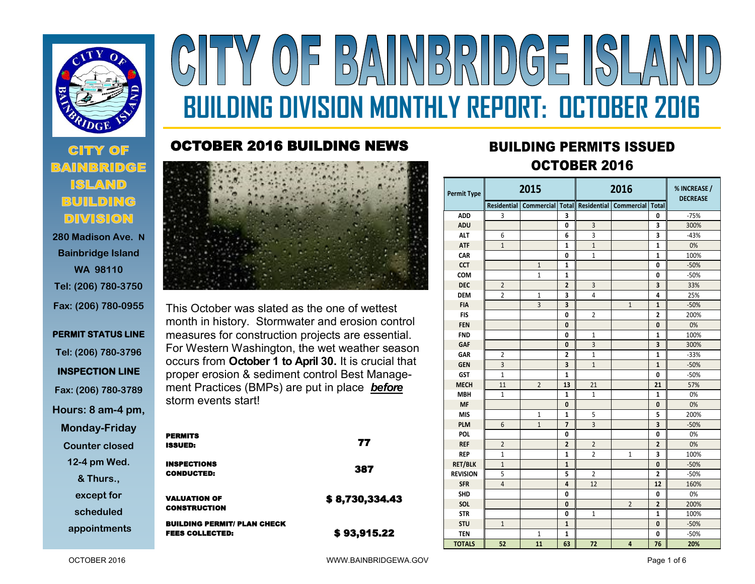# CITY OF BAINBRIDGE ISLAND

## BUILDING DIVISION MONTHLY REPORT: OCTOBER 2016

**CITY OF BAINBRIDGE ISLAND BUILDING DIVISION**

280 Madison Ave. N
Bainbridge Island
WA 98110
Tel: (206) 780-3750
Fax: (206) 780-0955

**PERMIT STATUS LINE**
Tel: (206) 780-3796

**INSPECTION LINE**
Fax: (206) 780-3789

Hours: 8 am-4 pm, Monday-Friday
Counter closed 12-4 pm Wed. & Thurs., except for scheduled appointments

## OCTOBER 2016 BUILDING NEWS

This October was slated as the one of wettest month in history. Stormwater and erosion control measures for construction projects are essential. For Western Washington, the wet weather season occurs from **October 1 to April 30.** It is crucial that proper erosion & sediment control Best Management Practices (BMPs) are put in place ***before*** storm events start!

| | |
|---|---|
| **PERMITS ISSUED:** | **77** |
| **INSPECTIONS CONDUCTED:** | **387** |
| **VALUATION OF CONSTRUCTION** | **$ 8,730,334.43** |
| **BUILDING PERMIT/ PLAN CHECK FEES COLLECTED:** | **$ 93,915.22** |

## BUILDING PERMITS ISSUED OCTOBER 2016

| Permit Type | 2015 | | | 2016 | | | % INCREASE / DECREASE |
|---|---|---|---|---|---|---|---|
| | Residential | Commercial | Total | Residential | Commercial | Total | |
| ADD | 3 | | 3 | | | 0 | -75% |
| ADU | | | 0 | 3 | | 3 | 300% |
| ALT | 6 | | 6 | 3 | | 3 | -43% |
| ATF | 1 | | 1 | 1 | | 1 | 0% |
| CAR | | | 0 | 1 | | 1 | 100% |
| CCT | | 1 | 1 | | | 0 | -50% |
| COM | | 1 | 1 | | | 0 | -50% |
| DEC | 2 | | 2 | 3 | | 3 | 33% |
| DEM | 2 | 1 | 3 | 4 | | 4 | 25% |
| FIA | | 3 | 3 | | 1 | 1 | -50% |
| FIS | | | 0 | 2 | | 2 | 200% |
| FEN | | | 0 | | | 0 | 0% |
| FND | | | 0 | 1 | | 1 | 100% |
| GAF | | | 0 | 3 | | 3 | 300% |
| GAR | 2 | | 2 | 1 | | 1 | -33% |
| GEN | 3 | | 3 | 1 | | 1 | -50% |
| GST | 1 | | 1 | | | 0 | -50% |
| MECH | 11 | 2 | 13 | 21 | | 21 | 57% |
| MBH | 1 | | 1 | 1 | | 1 | 0% |
| MF | | | 0 | | | 0 | 0% |
| MIS | | 1 | 1 | 5 | | 5 | 200% |
| PLM | 6 | 1 | 7 | 3 | | 3 | -50% |
| POL | | | 0 | | | 0 | 0% |
| REF | 2 | | 2 | 2 | | 2 | 0% |
| REP | 1 | | 1 | 2 | 1 | 3 | 100% |
| RET/BLK | 1 | | 1 | | | 0 | -50% |
| REVISION | 5 | | 5 | 2 | | 2 | -50% |
| SFR | 4 | | 4 | 12 | | 12 | 160% |
| SHD | | | 0 | | | 0 | 0% |
| SOL | | | 0 | | 2 | 2 | 200% |
| STR | | | 0 | 1 | | 1 | 100% |
| STU | 1 | | 1 | | | 0 | -50% |
| TEN | | 1 | 1 | | | 0 | -50% |
| **TOTALS** | **52** | **11** | **63** | **72** | **4** | **76** | **20%** |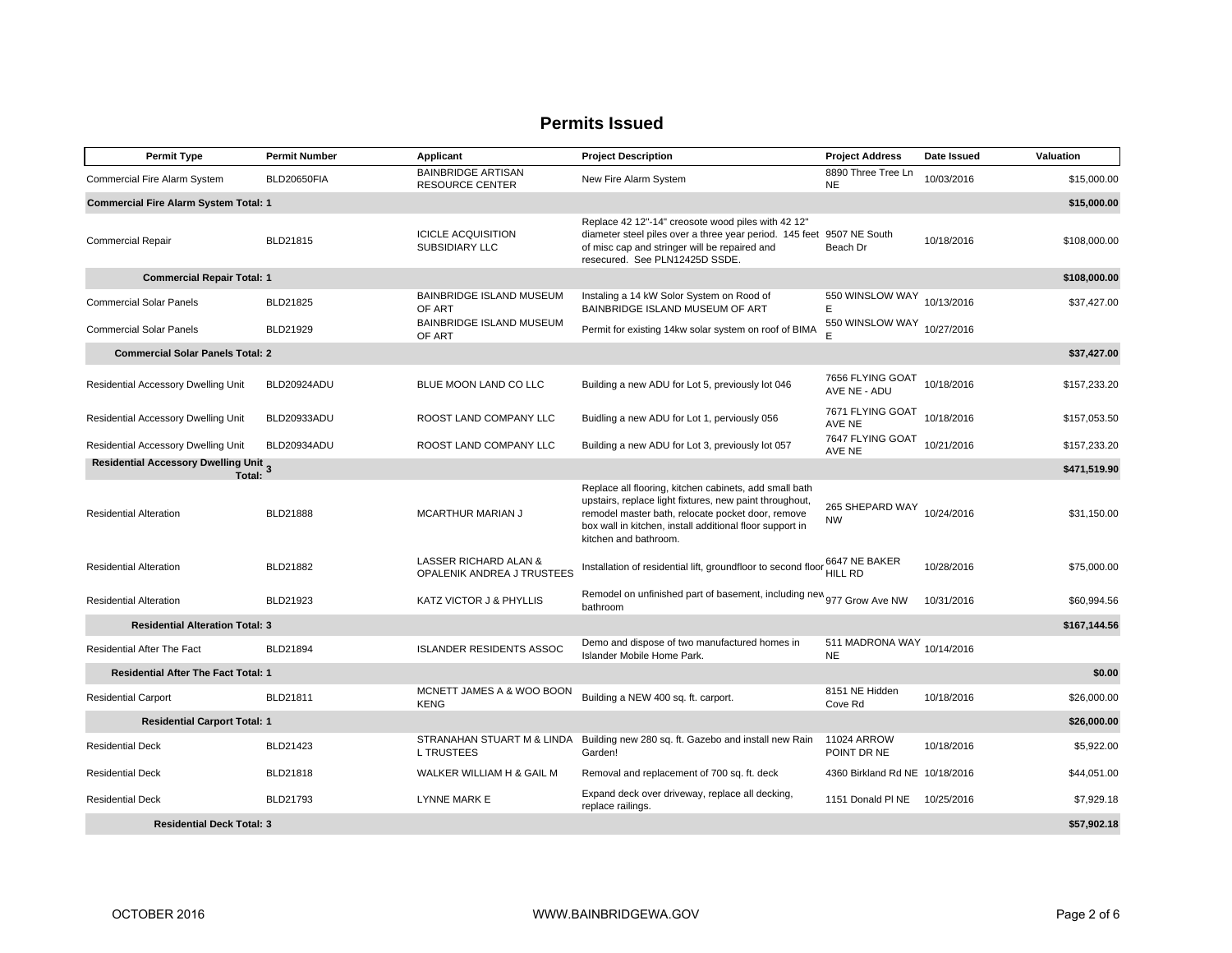# Permits Issued

| Permit Type | Permit Number | Applicant | Project Description | Project Address | Date Issued | Valuation |
|---|---|---|---|---|---|---|
| Commercial Fire Alarm System | BLD20650FIA | BAINBRIDGE ARTISAN RESOURCE CENTER | New Fire Alarm System | 8890 Three Tree Ln NE | 10/03/2016 | $15,000.00 |
| **Commercial Fire Alarm System Total: 1** | | | | | | **$15,000.00** |
| Commercial Repair | BLD21815 | ICICLE ACQUISITION SUBSIDIARY LLC | Replace 42 12"-14" creosote wood piles with 42 12" diameter steel piles over a three year period. 145 feet of misc cap and stringer will be repaired and resecured. See PLN12425D SSDE. | 9507 NE South Beach Dr | 10/18/2016 | $108,000.00 |
| **Commercial Repair Total: 1** | | | | | | **$108,000.00** |
| Commercial Solar Panels | BLD21825 | BAINBRIDGE ISLAND MUSEUM OF ART | Instaling a 14 kW Solor System on Rood of BAINBRIDGE ISLAND MUSEUM OF ART | 550 WINSLOW WAY E | 10/13/2016 | $37,427.00 |
| Commercial Solar Panels | BLD21929 | BAINBRIDGE ISLAND MUSEUM OF ART | Permit for existing 14kw solar system on roof of BIMA | 550 WINSLOW WAY E | 10/27/2016 | |
| **Commercial Solar Panels Total: 2** | | | | | | **$37,427.00** |
| Residential Accessory Dwelling Unit | BLD20924ADU | BLUE MOON LAND CO LLC | Building a new ADU for Lot 5, previously lot 046 | 7656 FLYING GOAT AVE NE - ADU | 10/18/2016 | $157,233.20 |
| Residential Accessory Dwelling Unit | BLD20933ADU | ROOST LAND COMPANY LLC | Buidling a new ADU for Lot 1, perviously 056 | 7671 FLYING GOAT AVE NE | 10/18/2016 | $157,053.50 |
| Residential Accessory Dwelling Unit | BLD20934ADU | ROOST LAND COMPANY LLC | Building a new ADU for Lot 3, previously lot 057 | 7647 FLYING GOAT AVE NE | 10/21/2016 | $157,233.20 |
| **Residential Accessory Dwelling Unit Total: 3** | | | | | | **$471,519.90** |
| Residential Alteration | BLD21888 | MCARTHUR MARIAN J | Replace all flooring, kitchen cabinets, add small bath upstairs, replace light fixtures, new paint throughout, remodel master bath, relocate pocket door, remove box wall in kitchen, install additional floor support in kitchen and bathroom. | 265 SHEPARD WAY NW | 10/24/2016 | $31,150.00 |
| Residential Alteration | BLD21882 | LASSER RICHARD ALAN & OPALENIK ANDREA J TRUSTEES | Installation of residential lift, groundfloor to second floor | 6647 NE BAKER HILL RD | 10/28/2016 | $75,000.00 |
| Residential Alteration | BLD21923 | KATZ VICTOR J & PHYLLIS | Remodel on unfinished part of basement, including new bathroom | 977 Grow Ave NW | 10/31/2016 | $60,994.56 |
| **Residential Alteration Total: 3** | | | | | | **$167,144.56** |
| Residential After The Fact | BLD21894 | ISLANDER RESIDENTS ASSOC | Demo and dispose of two manufactured homes in Islander Mobile Home Park. | 511 MADRONA WAY NE | 10/14/2016 | |
| **Residential After The Fact Total: 1** | | | | | | **$0.00** |
| Residential Carport | BLD21811 | MCNETT JAMES A & WOO BOON KENG | Building a NEW 400 sq. ft. carport. | 8151 NE Hidden Cove Rd | 10/18/2016 | $26,000.00 |
| **Residential Carport Total: 1** | | | | | | **$26,000.00** |
| Residential Deck | BLD21423 | STRANAHAN STUART M & LINDA L TRUSTEES | Building new 280 sq. ft. Gazebo and install new Rain Garden! | 11024 ARROW POINT DR NE | 10/18/2016 | $5,922.00 |
| Residential Deck | BLD21818 | WALKER WILLIAM H & GAIL M | Removal and replacement of 700 sq. ft. deck | 4360 Birkland Rd NE | 10/18/2016 | $44,051.00 |
| Residential Deck | BLD21793 | LYNNE MARK E | Expand deck over driveway, replace all decking, replace railings. | 1151 Donald Pl NE | 10/25/2016 | $7,929.18 |
| **Residential Deck Total: 3** | | | | | | **$57,902.18** |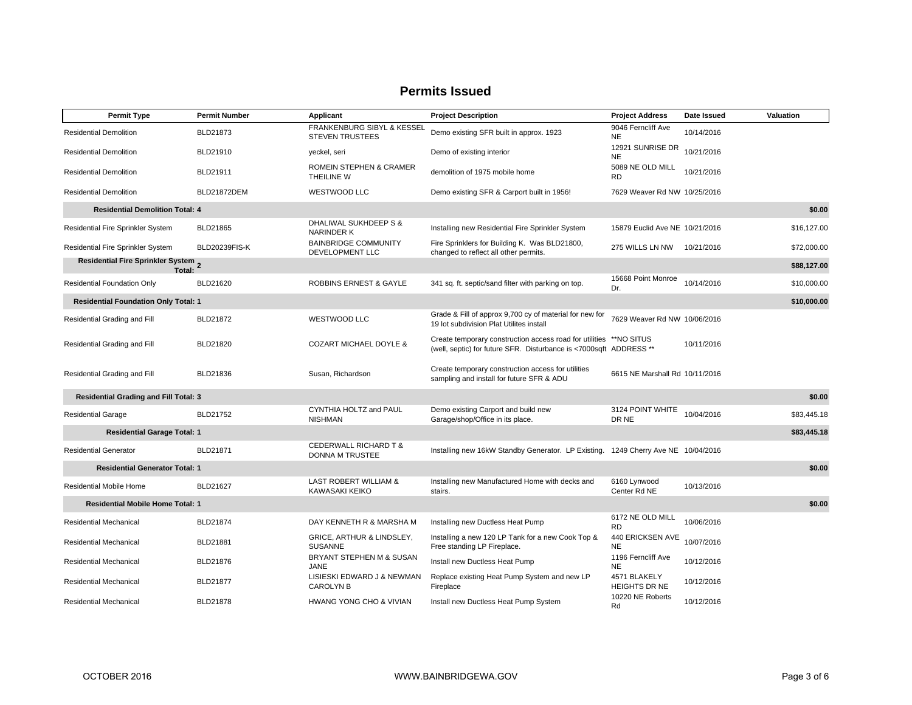# Permits Issued

| Permit Type | Permit Number | Applicant | Project Description | Project Address | Date Issued | Valuation |
|---|---|---|---|---|---|---|
| Residential Demolition | BLD21873 | FRANKENBURG SIBYL & KESSEL STEVEN TRUSTEES | Demo existing SFR built in approx. 1923 | 9046 Ferncliff Ave NE | 10/14/2016 | |
| Residential Demolition | BLD21910 | yeckel, seri | Demo of existing interior | 12921 SUNRISE DR NE | 10/21/2016 | |
| Residential Demolition | BLD21911 | ROMEIN STEPHEN & CRAMER THEILINE W | demolition of 1975 mobile home | 5089 NE OLD MILL RD | 10/21/2016 | |
| Residential Demolition | BLD21872DEM | WESTWOOD LLC | Demo existing SFR & Carport built in 1956! | 7629 Weaver Rd NW | 10/25/2016 | |
| **Residential Demolition Total: 4** | | | | | | **$0.00** |
| Residential Fire Sprinkler System | BLD21865 | DHALIWAL SUKHDEEP S & NARINDER K | Installing new Residential Fire Sprinkler System | 15879 Euclid Ave NE | 10/21/2016 | $16,127.00 |
| Residential Fire Sprinkler System | BLD20239FIS-K | BAINBRIDGE COMMUNITY DEVELOPMENT LLC | Fire Sprinklers for Building K. Was BLD21800, changed to reflect all other permits. | 275 WILLS LN NW | 10/21/2016 | $72,000.00 |
| **Residential Fire Sprinkler System Total: 2** | | | | | | **$88,127.00** |
| Residential Foundation Only | BLD21620 | ROBBINS ERNEST & GAYLE | 341 sq. ft. septic/sand filter with parking on top. | 15668 Point Monroe Dr. | 10/14/2016 | $10,000.00 |
| **Residential Foundation Only Total: 1** | | | | | | **$10,000.00** |
| Residential Grading and Fill | BLD21872 | WESTWOOD LLC | Grade & Fill of approx 9,700 cy of material for new for 19 lot subdivision Plat Utilites install | 7629 Weaver Rd NW | 10/06/2016 | |
| Residential Grading and Fill | BLD21820 | COZART MICHAEL DOYLE & | Create temporary construction access road for utilities (well, septic) for future SFR. Disturbance is <7000sqft | **NO SITUS ADDRESS ** | 10/11/2016 | |
| Residential Grading and Fill | BLD21836 | Susan, Richardson | Create temporary construction access for utilities sampling and install for future SFR & ADU | 6615 NE Marshall Rd | 10/11/2016 | |
| **Residential Grading and Fill Total: 3** | | | | | | **$0.00** |
| Residential Garage | BLD21752 | CYNTHIA HOLTZ and PAUL NISHMAN | Demo existing Carport and build new Garage/shop/Office in its place. | 3124 POINT WHITE DR NE | 10/04/2016 | $83,445.18 |
| **Residential Garage Total: 1** | | | | | | **$83,445.18** |
| Residential Generator | BLD21871 | CEDERWALL RICHARD T & DONNA M TRUSTEE | Installing new 16kW Standby Generator. LP Existing. | 1249 Cherry Ave NE | 10/04/2016 | |
| **Residential Generator Total: 1** | | | | | | **$0.00** |
| Residential Mobile Home | BLD21627 | LAST ROBERT WILLIAM & KAWASAKI KEIKO | Installing new Manufactured Home with decks and stairs. | 6160 Lynwood Center Rd NE | 10/13/2016 | |
| **Residential Mobile Home Total: 1** | | | | | | **$0.00** |
| Residential Mechanical | BLD21874 | DAY KENNETH R & MARSHA M | Installing new Ductless Heat Pump | 6172 NE OLD MILL RD | 10/06/2016 | |
| Residential Mechanical | BLD21881 | GRICE, ARTHUR & LINDSLEY, SUSANNE | Installing a new 120 LP Tank for a new Cook Top & Free standing LP Fireplace. | 440 ERICKSEN AVE NE | 10/07/2016 | |
| Residential Mechanical | BLD21876 | BRYANT STEPHEN M & SUSAN JANE | Install new Ductless Heat Pump | 1196 Ferncliff Ave NE | 10/12/2016 | |
| Residential Mechanical | BLD21877 | LISIESKI EDWARD J & NEWMAN CAROLYN B | Replace existing Heat Pump System and new LP Fireplace | 4571 BLAKELY HEIGHTS DR NE | 10/12/2016 | |
| Residential Mechanical | BLD21878 | HWANG YONG CHO & VIVIAN | Install new Ductless Heat Pump System | 10220 NE Roberts Rd | 10/12/2016 | |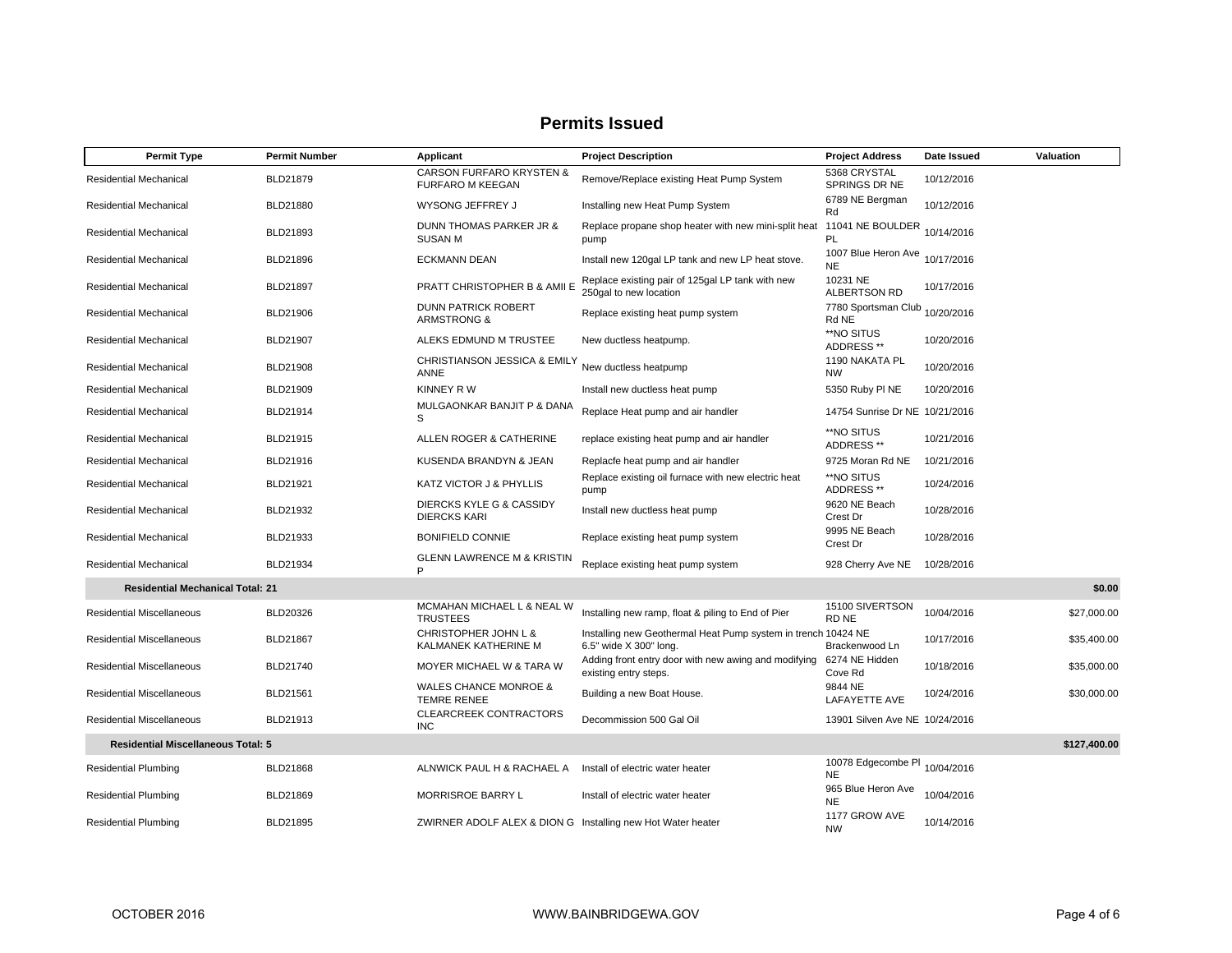# Permits Issued

| Permit Type | Permit Number | Applicant | Project Description | Project Address | Date Issued | Valuation |
|---|---|---|---|---|---|---|
| Residential Mechanical | BLD21879 | CARSON FURFARO KRYSTEN & FURFARO M KEEGAN | Remove/Replace existing Heat Pump System | 5368 CRYSTAL SPRINGS DR NE | 10/12/2016 | |
| Residential Mechanical | BLD21880 | WYSONG JEFFREY J | Installing new Heat Pump System | 6789 NE Bergman Rd | 10/12/2016 | |
| Residential Mechanical | BLD21893 | DUNN THOMAS PARKER JR & SUSAN M | Replace propane shop heater with new mini-split heat pump | 11041 NE BOULDER PL | 10/14/2016 | |
| Residential Mechanical | BLD21896 | ECKMANN DEAN | Install new 120gal LP tank and new LP heat stove. | 1007 Blue Heron Ave NE | 10/17/2016 | |
| Residential Mechanical | BLD21897 | PRATT CHRISTOPHER B & AMII E | Replace existing pair of 125gal LP tank with new 250gal to new location | 10231 NE ALBERTSON RD | 10/17/2016 | |
| Residential Mechanical | BLD21906 | DUNN PATRICK ROBERT ARMSTRONG & | Replace existing heat pump system | 7780 Sportsman Club Rd NE | 10/20/2016 | |
| Residential Mechanical | BLD21907 | ALEKS EDMUND M TRUSTEE | New ductless heatpump. | **NO SITUS ADDRESS ** | 10/20/2016 | |
| Residential Mechanical | BLD21908 | CHRISTIANSON JESSICA & EMILY ANNE | New ductless heatpump | 1190 NAKATA PL NW | 10/20/2016 | |
| Residential Mechanical | BLD21909 | KINNEY R W | Install new ductless heat pump | 5350 Ruby Pl NE | 10/20/2016 | |
| Residential Mechanical | BLD21914 | MULGAONKAR BANJIT P & DANA S | Replace Heat pump and air handler | 14754 Sunrise Dr NE | 10/21/2016 | |
| Residential Mechanical | BLD21915 | ALLEN ROGER & CATHERINE | replace existing heat pump and air handler | **NO SITUS ADDRESS ** | 10/21/2016 | |
| Residential Mechanical | BLD21916 | KUSENDA BRANDYN & JEAN | Replacfe heat pump and air handler | 9725 Moran Rd NE | 10/21/2016 | |
| Residential Mechanical | BLD21921 | KATZ VICTOR J & PHYLLIS | Replace existing oil furnace with new electric heat pump | **NO SITUS ADDRESS ** | 10/24/2016 | |
| Residential Mechanical | BLD21932 | DIERCKS KYLE G & CASSIDY DIERCKS KARI | Install new ductless heat pump | 9620 NE Beach Crest Dr | 10/28/2016 | |
| Residential Mechanical | BLD21933 | BONIFIELD CONNIE | Replace existing heat pump system | 9995 NE Beach Crest Dr | 10/28/2016 | |
| Residential Mechanical | BLD21934 | GLENN LAWRENCE M & KRISTIN P | Replace existing heat pump system | 928 Cherry Ave NE | 10/28/2016 | |
| **Residential Mechanical Total: 21** | | | | | | **$0.00** |
| Residential Miscellaneous | BLD20326 | MCMAHAN MICHAEL L & NEAL W TRUSTEES | Installing new ramp, float & piling to End of Pier | 15100 SIVERTSON RD NE | 10/04/2016 | $27,000.00 |
| Residential Miscellaneous | BLD21867 | CHRISTOPHER JOHN L & KALMANEK KATHERINE M | Installing new Geothermal Heat Pump system in trench 6.5" wide X 300" long. | 10424 NE Brackenwood Ln | 10/17/2016 | $35,400.00 |
| Residential Miscellaneous | BLD21740 | MOYER MICHAEL W & TARA W | Adding front entry door with new awing and modifying existing entry steps. | 6274 NE Hidden Cove Rd | 10/18/2016 | $35,000.00 |
| Residential Miscellaneous | BLD21561 | WALES CHANCE MONROE & TEMRE RENEE | Building a new Boat House. | 9844 NE LAFAYETTE AVE | 10/24/2016 | $30,000.00 |
| Residential Miscellaneous | BLD21913 | CLEARCREEK CONTRACTORS INC | Decommission 500 Gal Oil | 13901 Silven Ave NE | 10/24/2016 | |
| **Residential Miscellaneous Total: 5** | | | | | | **$127,400.00** |
| Residential Plumbing | BLD21868 | ALNWICK PAUL H & RACHAEL A | Install of electric water heater | 10078 Edgecombe Pl NE | 10/04/2016 | |
| Residential Plumbing | BLD21869 | MORRISROE BARRY L | Install of electric water heater | 965 Blue Heron Ave NE | 10/04/2016 | |
| Residential Plumbing | BLD21895 | ZWIRNER ADOLF ALEX & DION G | Installing new Hot Water heater | 1177 GROW AVE NW | 10/14/2016 | |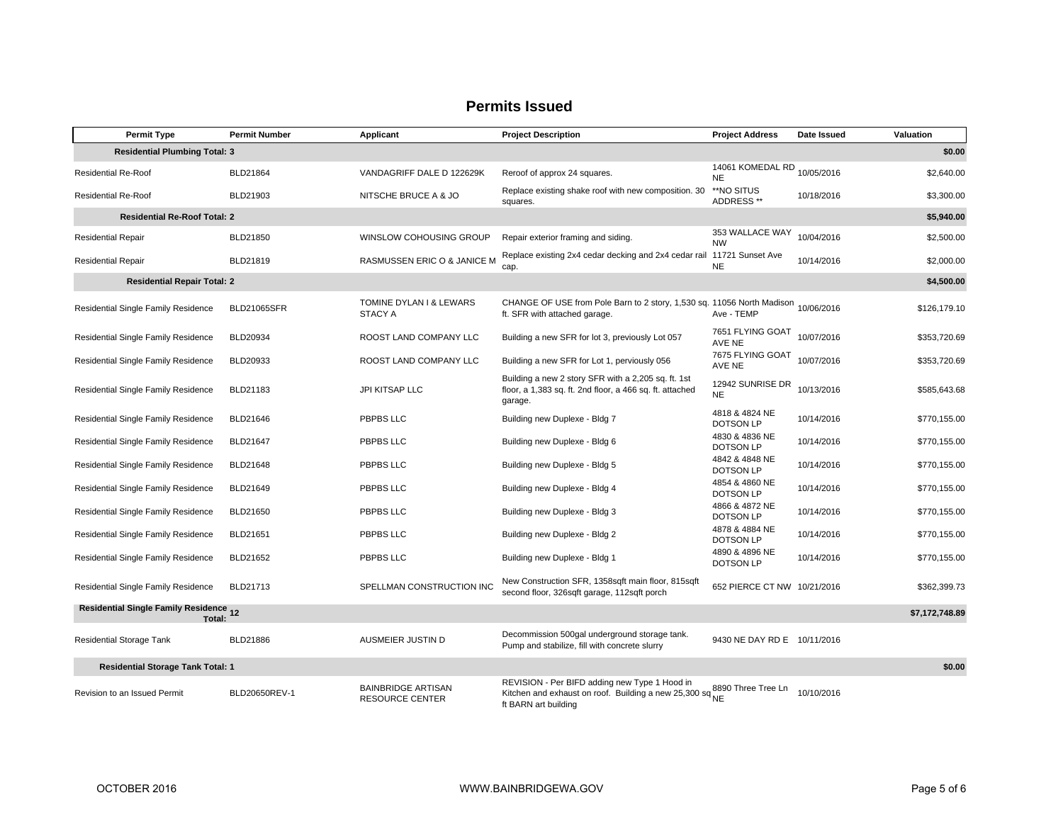## Permits Issued

| Permit Type | Permit Number | Applicant | Project Description | Project Address | Date Issued | Valuation |
|---|---|---|---|---|---|---|
| **Residential Plumbing Total: 3** | | | | | | **$0.00** |
| Residential Re-Roof | BLD21864 | VANDAGRIFF DALE D 122269K | Reroof of approx 24 squares. | 14061 KOMEDAL RD NE | 10/05/2016 | $2,640.00 |
| Residential Re-Roof | BLD21903 | NITSCHE BRUCE A & JO | Replace existing shake roof with new composition. 30 squares. | **NO SITUS ADDRESS ** | 10/18/2016 | $3,300.00 |
| **Residential Re-Roof Total: 2** | | | | | | **$5,940.00** |
| Residential Repair | BLD21850 | WINSLOW COHOUSING GROUP | Repair exterior framing and siding. | 353 WALLACE WAY NW | 10/04/2016 | $2,500.00 |
| Residential Repair | BLD21819 | RASMUSSEN ERIC O & JANICE M | Replace existing 2x4 cedar decking and 2x4 cedar rail cap. | 11721 Sunset Ave NE | 10/14/2016 | $2,000.00 |
| **Residential Repair Total: 2** | | | | | | **$4,500.00** |
| Residential Single Family Residence | BLD21065SFR | TOMINE DYLAN I & LEWARS STACY A | CHANGE OF USE from Pole Barn to 2 story, 1,530 sq. ft. SFR with attached garage. | 11056 North Madison Ave - TEMP | 10/06/2016 | $126,179.10 |
| Residential Single Family Residence | BLD20934 | ROOST LAND COMPANY LLC | Building a new SFR for lot 3, previously Lot 057 | 7651 FLYING GOAT AVE NE | 10/07/2016 | $353,720.69 |
| Residential Single Family Residence | BLD20933 | ROOST LAND COMPANY LLC | Building a new SFR for Lot 1, perviously 056 | 7675 FLYING GOAT AVE NE | 10/07/2016 | $353,720.69 |
| Residential Single Family Residence | BLD21183 | JPI KITSAP LLC | Building a new 2 story SFR with a 2,205 sq. ft. 1st floor, a 1,383 sq. ft. 2nd floor, a 466 sq. ft. attached garage. | 12942 SUNRISE DR NE | 10/13/2016 | $585,643.68 |
| Residential Single Family Residence | BLD21646 | PBPBS LLC | Building new Duplexe - Bldg 7 | 4818 & 4824 NE DOTSON LP | 10/14/2016 | $770,155.00 |
| Residential Single Family Residence | BLD21647 | PBPBS LLC | Building new Duplexe - Bldg 6 | 4830 & 4836 NE DOTSON LP | 10/14/2016 | $770,155.00 |
| Residential Single Family Residence | BLD21648 | PBPBS LLC | Building new Duplexe - Bldg 5 | 4842 & 4848 NE DOTSON LP | 10/14/2016 | $770,155.00 |
| Residential Single Family Residence | BLD21649 | PBPBS LLC | Building new Duplexe - Bldg 4 | 4854 & 4860 NE DOTSON LP | 10/14/2016 | $770,155.00 |
| Residential Single Family Residence | BLD21650 | PBPBS LLC | Building new Duplexe - Bldg 3 | 4866 & 4872 NE DOTSON LP | 10/14/2016 | $770,155.00 |
| Residential Single Family Residence | BLD21651 | PBPBS LLC | Building new Duplexe - Bldg 2 | 4878 & 4884 NE DOTSON LP | 10/14/2016 | $770,155.00 |
| Residential Single Family Residence | BLD21652 | PBPBS LLC | Building new Duplexe - Bldg 1 | 4890 & 4896 NE DOTSON LP | 10/14/2016 | $770,155.00 |
| Residential Single Family Residence | BLD21713 | SPELLMAN CONSTRUCTION INC | New Construction SFR, 1358sqft main floor, 815sqft second floor, 326sqft garage, 112sqft porch | 652 PIERCE CT NW | 10/21/2016 | $362,399.73 |
| **Residential Single Family Residence Total: 12** | | | | | | **$7,172,748.89** |
| Residential Storage Tank | BLD21886 | AUSMEIER JUSTIN D | Decommission 500gal underground storage tank. Pump and stabilize, fill with concrete slurry | 9430 NE DAY RD E | 10/11/2016 | |
| **Residential Storage Tank Total: 1** | | | | | | **$0.00** |
| Revision to an Issued Permit | BLD20650REV-1 | BAINBRIDGE ARTISAN RESOURCE CENTER | REVISION - Per BIFD adding new Type 1 Hood in Kitchen and exhaust on roof. Building a new 25,300 sq ft BARN art building | 8890 Three Tree Ln NE | 10/10/2016 | |

OCTOBER 2016 WWW.BAINBRIDGEWA.GOV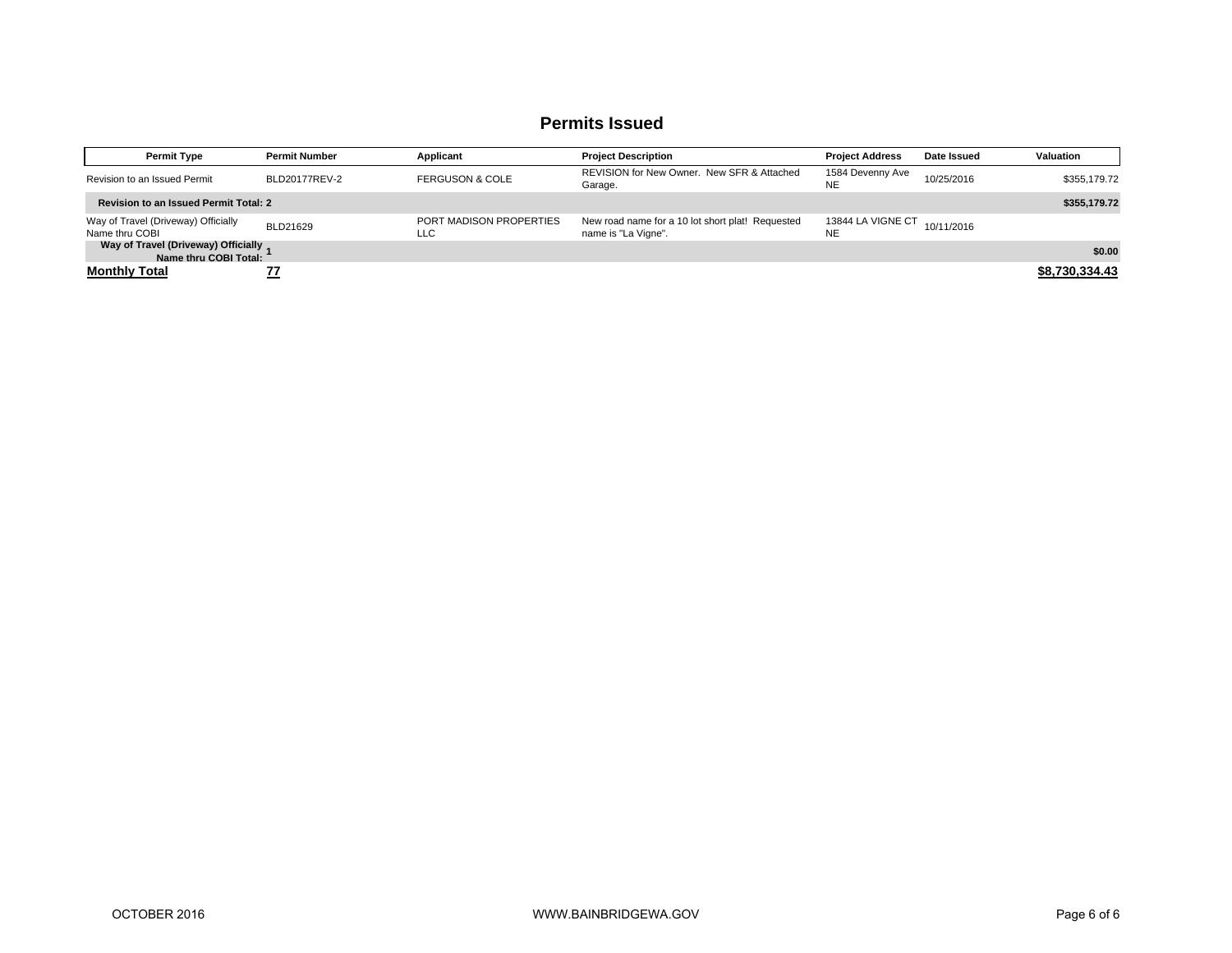# Permits Issued

| Permit Type | Permit Number | Applicant | Project Description | Project Address | Date Issued | Valuation |
|---|---|---|---|---|---|---|
| Revision to an Issued Permit | BLD20177REV-2 | FERGUSON & COLE | REVISION for New Owner. New SFR & Attached Garage. | 1584 Devenny Ave NE | 10/25/2016 | $355,179.72 |
| **Revision to an Issued Permit Total: 2** | | | | | | **$355,179.72** |
| Way of Travel (Driveway) Officially Name thru COBI | BLD21629 | PORT MADISON PROPERTIES LLC | New road name for a 10 lot short plat! Requested name is "La Vigne". | 13844 LA VIGNE CT NE | 10/11/2016 | |
| **Way of Travel (Driveway) Officially Name thru COBI Total: 1** | | | | | | **$0.00** |
| **Monthly Total** | **77** | | | | | **$8,730,334.43** |